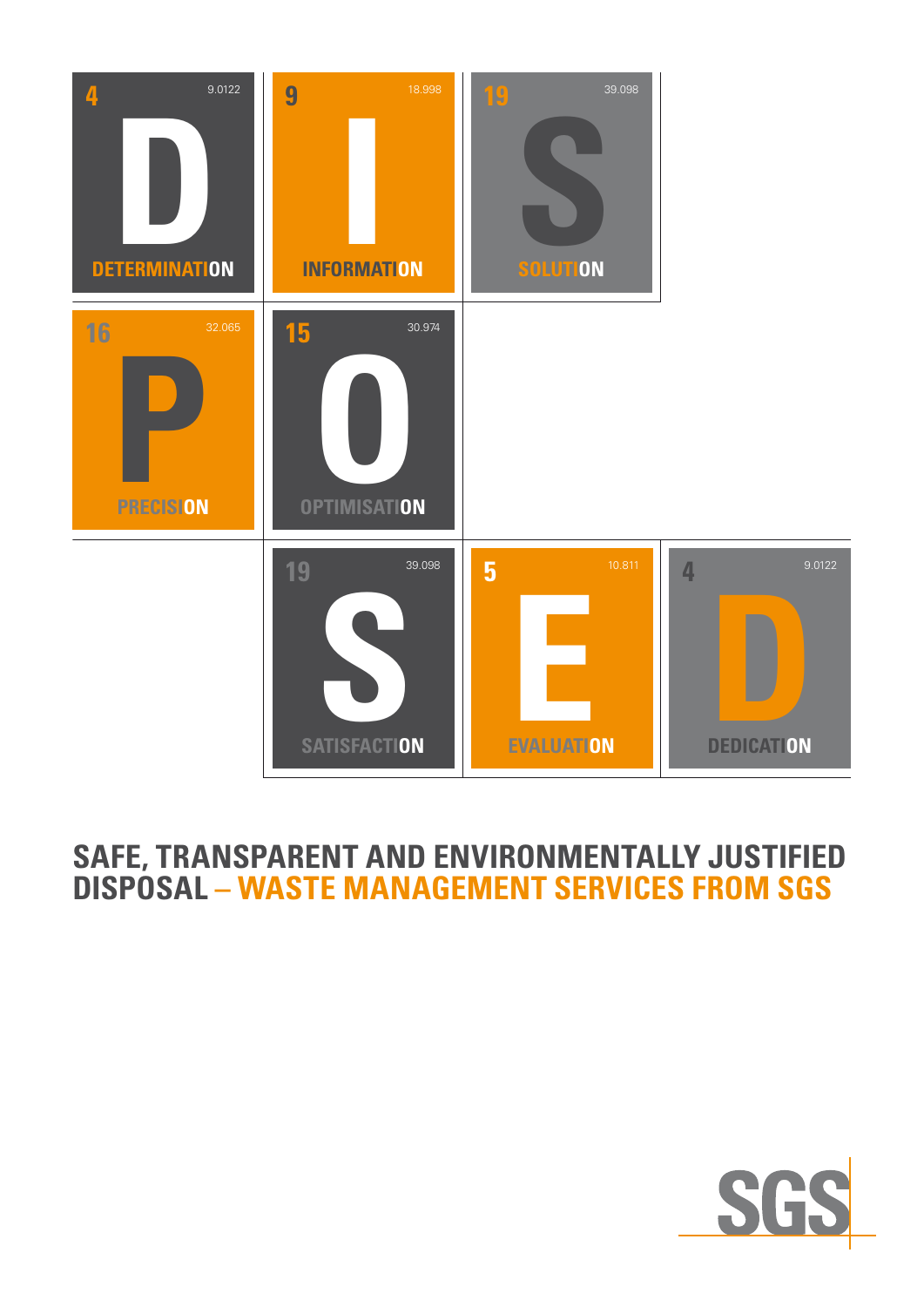4 9.0122 **D** DETERMINATION

9 18.998 **I** INFORMATION

19 39.098 **S** SOLUTION

16 32.065 **P** PRECISION

15 30.974 **O** OPTIMISATION

19 39.098 **S** SATISFACTION

5 10.811 **E** EVALUATION

4 9.0122 **D** DEDICATION

# SAFE, TRANSPARENT AND ENVIRONMENTALLY JUSTIFIED DISPOSAL – WASTE MANAGEMENT SERVICES FROM SGS

SGS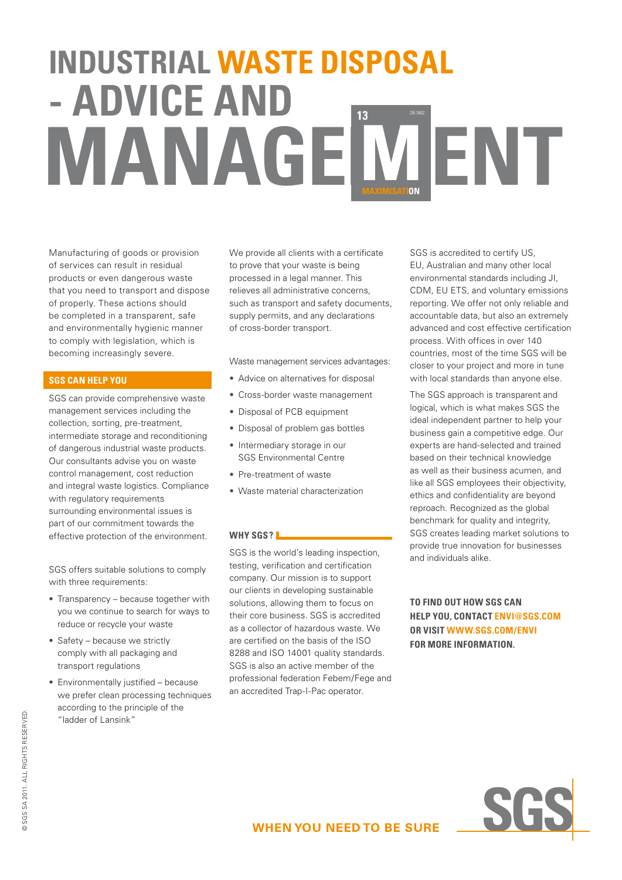# INDUSTRIAL WASTE DISPOSAL - ADVICE AND MANAGEMENT

13 26.982 M MAXIMISATION

Manufacturing of goods or provision of services can result in residual products or even dangerous waste that you need to transport and dispose of properly. These actions should be completed in a transparent, safe and environmentally hygienic manner to comply with legislation, which is becoming increasingly severe.

## SGS CAN HELP YOU

SGS can provide comprehensive waste management services including the collection, sorting, pre-treatment, intermediate storage and reconditioning of dangerous industrial waste products. Our consultants advise you on waste control management, cost reduction and integral waste logistics. Compliance with regulatory requirements surrounding environmental issues is part of our commitment towards the effective protection of the environment.

SGS offers suitable solutions to comply with three requirements:

- Transparency – because together with you we continue to search for ways to reduce or recycle your waste
- Safety – because we strictly comply with all packaging and transport regulations
- Environmentally justified – because we prefer clean processing techniques according to the principle of the "ladder of Lansink"

We provide all clients with a certificate to prove that your waste is being processed in a legal manner. This relieves all administrative concerns, such as transport and safety documents, supply permits, and any declarations of cross-border transport.

Waste management services advantages:

- Advice on alternatives for disposal
- Cross-border waste management
- Disposal of PCB equipment
- Disposal of problem gas bottles
- Intermediary storage in our SGS Environmental Centre
- Pre-treatment of waste
- Waste material characterization

## WHY SGS?

SGS is the world's leading inspection, testing, verification and certification company. Our mission is to support our clients in developing sustainable solutions, allowing them to focus on their core business. SGS is accredited as a collector of hazardous waste. We are certified on the basis of the ISO 8288 and ISO 14001 quality standards. SGS is also an active member of the professional federation Febem/Fege and an accredited Trap-I-Pac operator.

SGS is accredited to certify US, EU, Australian and many other local environmental standards including JI, CDM, EU ETS, and voluntary emissions reporting. We offer not only reliable and accountable data, but also an extremely advanced and cost effective certification process. With offices in over 140 countries, most of the time SGS will be closer to your project and more in tune with local standards than anyone else.

The SGS approach is transparent and logical, which is what makes SGS the ideal independent partner to help your business gain a competitive edge. Our experts are hand-selected and trained based on their technical knowledge as well as their business acumen, and like all SGS employees their objectivity, ethics and confidentiality are beyond reproach. Recognized as the global benchmark for quality and integrity, SGS creates leading market solutions to provide true innovation for businesses and individuals alike.

**TO FIND OUT HOW SGS CAN HELP YOU, CONTACT ENVI@SGS.COM OR VISIT WWW.SGS.COM/ENVI FOR MORE INFORMATION.**

WHEN YOU NEED TO BE SURE

SGS

© SGS SA 2011. ALL RIGHTS RESERVED.